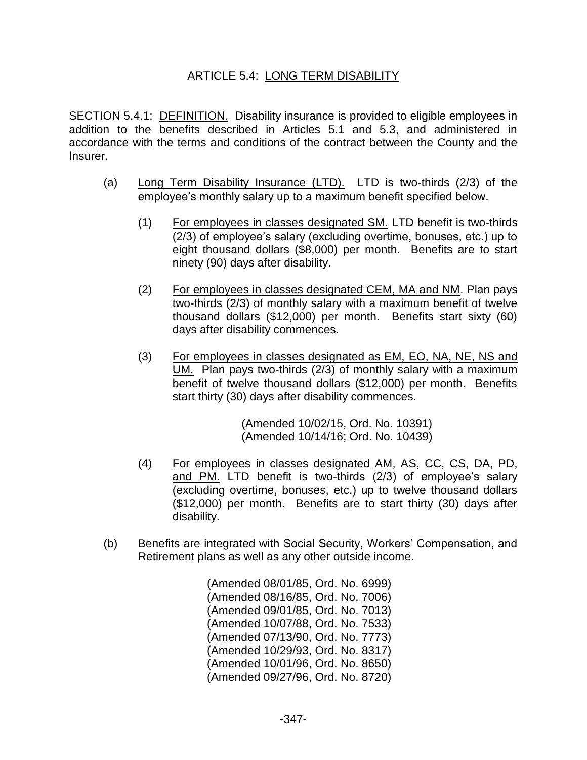# ARTICLE 5.4: LONG TERM DISABILITY

SECTION 5.4.1: DEFINITION. Disability insurance is provided to eligible employees in addition to the benefits described in Articles 5.1 and 5.3, and administered in accordance with the terms and conditions of the contract between the County and the Insurer.

(a) Long Term Disability Insurance (LTD). LTD is two-thirds (2/3) of the employee's monthly salary up to a maximum benefit specified below.

(1) For employees in classes designated SM. LTD benefit is two-thirds (2/3) of employee's salary (excluding overtime, bonuses, etc.) up to eight thousand dollars ($8,000) per month. Benefits are to start ninety (90) days after disability.

(2) For employees in classes designated CEM, MA and NM. Plan pays two-thirds (2/3) of monthly salary with a maximum benefit of twelve thousand dollars ($12,000) per month. Benefits start sixty (60) days after disability commences.

(3) For employees in classes designated as EM, EO, NA, NE, NS and UM. Plan pays two-thirds (2/3) of monthly salary with a maximum benefit of twelve thousand dollars ($12,000) per month. Benefits start thirty (30) days after disability commences.

(Amended 10/02/15, Ord. No. 10391)
(Amended 10/14/16; Ord. No. 10439)

(4) For employees in classes designated AM, AS, CC, CS, DA, PD, and PM. LTD benefit is two-thirds (2/3) of employee's salary (excluding overtime, bonuses, etc.) up to twelve thousand dollars ($12,000) per month. Benefits are to start thirty (30) days after disability.

(b) Benefits are integrated with Social Security, Workers' Compensation, and Retirement plans as well as any other outside income.

(Amended 08/01/85, Ord. No. 6999)
(Amended 08/16/85, Ord. No. 7006)
(Amended 09/01/85, Ord. No. 7013)
(Amended 10/07/88, Ord. No. 7533)
(Amended 07/13/90, Ord. No. 7773)
(Amended 10/29/93, Ord. No. 8317)
(Amended 10/01/96, Ord. No. 8650)
(Amended 09/27/96, Ord. No. 8720)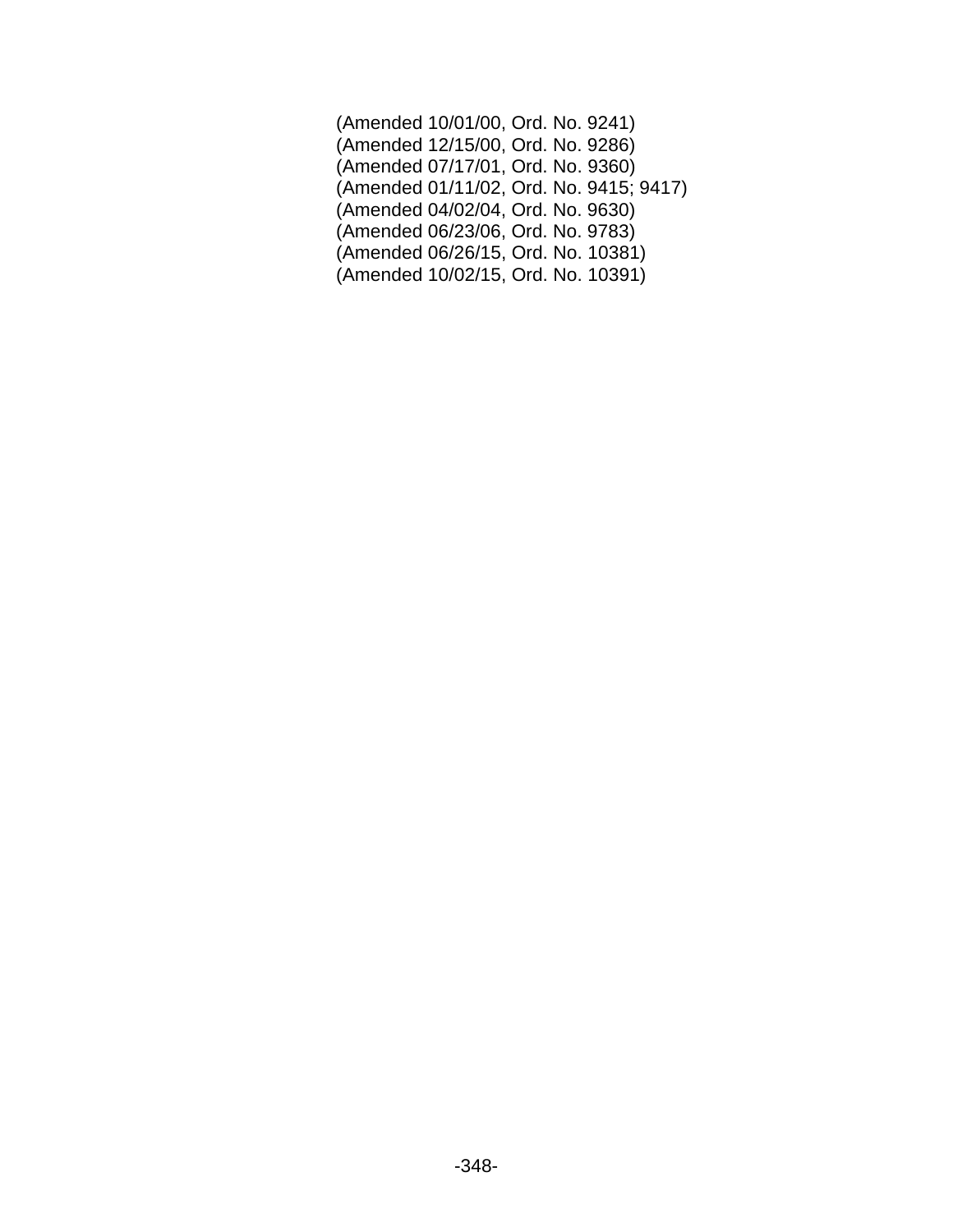(Amended 10/01/00, Ord. No. 9241)
(Amended 12/15/00, Ord. No. 9286)
(Amended 07/17/01, Ord. No. 9360)
(Amended 01/11/02, Ord. No. 9415; 9417)
(Amended 04/02/04, Ord. No. 9630)
(Amended 06/23/06, Ord. No. 9783)
(Amended 06/26/15, Ord. No. 10381)
(Amended 10/02/15, Ord. No. 10391)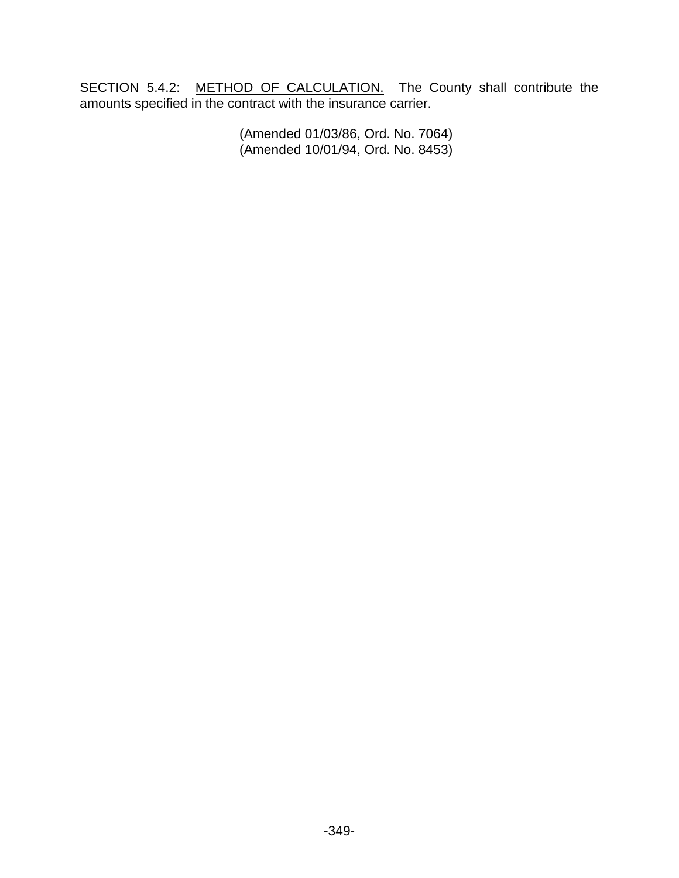SECTION 5.4.2: <u>METHOD OF CALCULATION.</u> The County shall contribute the amounts specified in the contract with the insurance carrier.

(Amended 01/03/86, Ord. No. 7064)
(Amended 10/01/94, Ord. No. 8453)